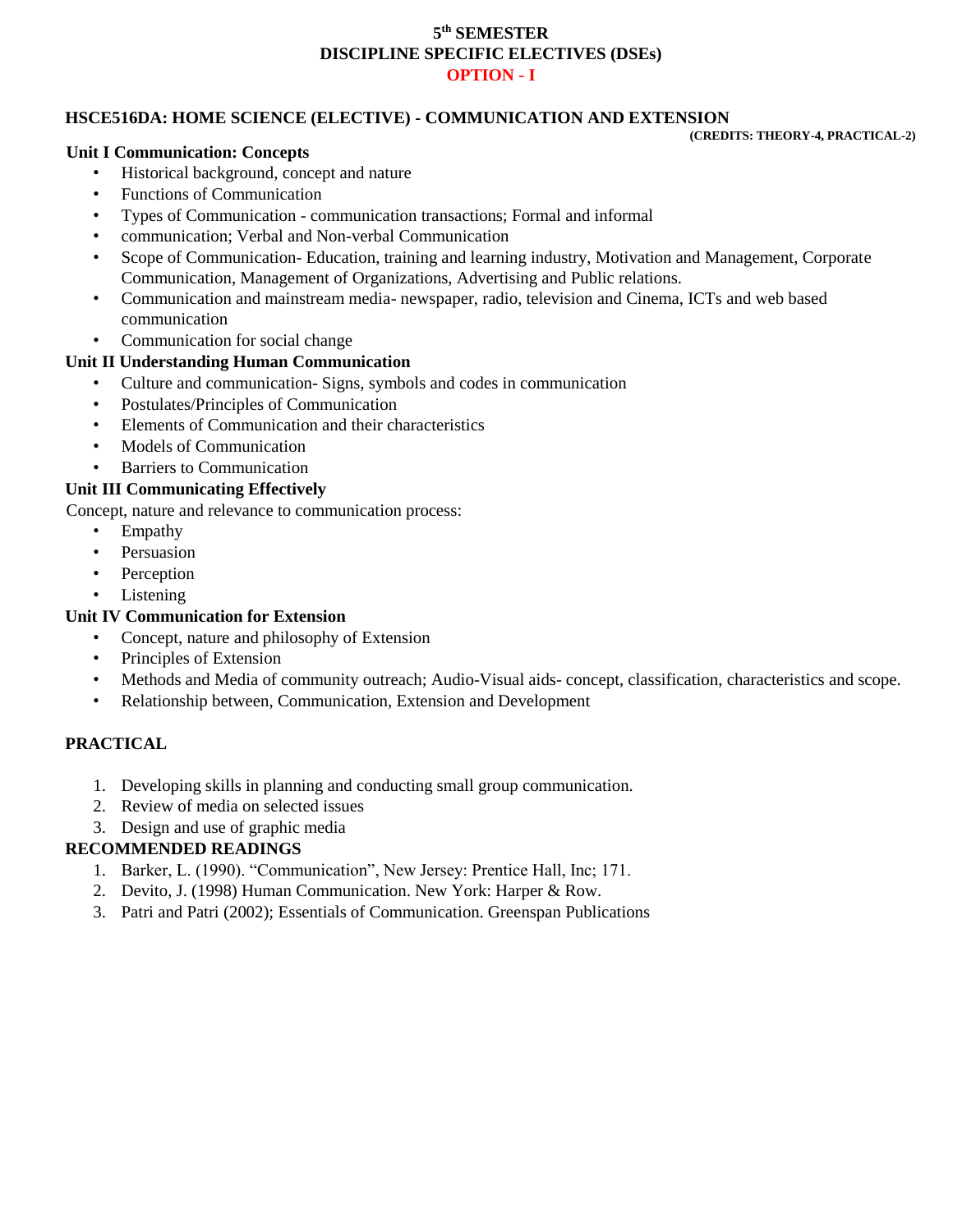# 5th SEMESTER
# DISCIPLINE SPECIFIC ELECTIVES (DSEs)
# OPTION - I

## HSCE516DA: HOME SCIENCE (ELECTIVE) - COMMUNICATION AND EXTENSION

**(CREDITS: THEORY-4, PRACTICAL-2)**

### Unit I Communication: Concepts

- Historical background, concept and nature
- Functions of Communication
- Types of Communication - communication transactions; Formal and informal
- communication; Verbal and Non-verbal Communication
- Scope of Communication- Education, training and learning industry, Motivation and Management, Corporate Communication, Management of Organizations, Advertising and Public relations.
- Communication and mainstream media- newspaper, radio, television and Cinema, ICTs and web based communication
- Communication for social change

### Unit II Understanding Human Communication

- Culture and communication- Signs, symbols and codes in communication
- Postulates/Principles of Communication
- Elements of Communication and their characteristics
- Models of Communication
- Barriers to Communication

### Unit III Communicating Effectively

Concept, nature and relevance to communication process:

- Empathy
- Persuasion
- Perception
- Listening

### Unit IV Communication for Extension

- Concept, nature and philosophy of Extension
- Principles of Extension
- Methods and Media of community outreach; Audio-Visual aids- concept, classification, characteristics and scope.
- Relationship between, Communication, Extension and Development

### PRACTICAL

1. Developing skills in planning and conducting small group communication.
2. Review of media on selected issues
3. Design and use of graphic media

### RECOMMENDED READINGS

1. Barker, L. (1990). "Communication", New Jersey: Prentice Hall, Inc; 171.
2. Devito, J. (1998) Human Communication. New York: Harper & Row.
3. Patri and Patri (2002); Essentials of Communication. Greenspan Publications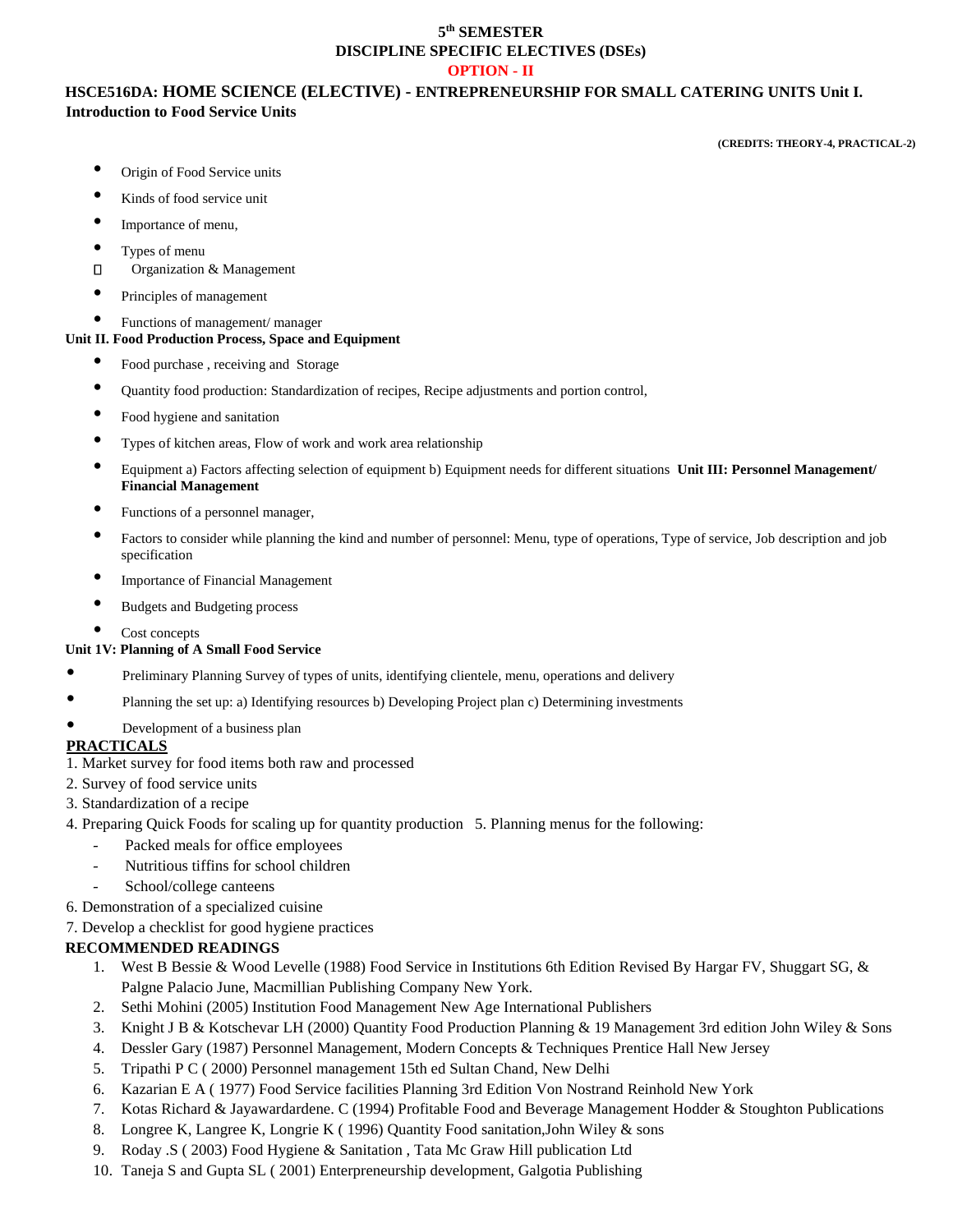**5th SEMESTER**
**DISCIPLINE SPECIFIC ELECTIVES (DSEs)**
**OPTION - II**

## HSCE516DA: HOME SCIENCE (ELECTIVE) - ENTREPRENEURSHIP FOR SMALL CATERING UNITS Unit I. Introduction to Food Service Units

**(CREDITS: THEORY-4, PRACTICAL-2)**

- Origin of Food Service units
- Kinds of food service unit
- Importance of menu,
- Types of menu
- Organization & Management
- Principles of management
- Functions of management/ manager

**Unit II. Food Production Process, Space and Equipment**

- Food purchase , receiving and Storage
- Quantity food production: Standardization of recipes, Recipe adjustments and portion control,
- Food hygiene and sanitation
- Types of kitchen areas, Flow of work and work area relationship
- Equipment a) Factors affecting selection of equipment b) Equipment needs for different situations **Unit III: Personnel Management/ Financial Management**
- Functions of a personnel manager,
- Factors to consider while planning the kind and number of personnel: Menu, type of operations, Type of service, Job description and job specification
- Importance of Financial Management
- Budgets and Budgeting process
- Cost concepts

**Unit 1V: Planning of A Small Food Service**

- Preliminary Planning Survey of types of units, identifying clientele, menu, operations and delivery
- Planning the set up: a) Identifying resources b) Developing Project plan c) Determining investments
- Development of a business plan

**PRACTICALS**

1. Market survey for food items both raw and processed
2. Survey of food service units
3. Standardization of a recipe
4. Preparing Quick Foods for scaling up for quantity production 5. Planning menus for the following:
   - Packed meals for office employees
   - Nutritious tiffins for school children
   - School/college canteens
6. Demonstration of a specialized cuisine
7. Develop a checklist for good hygiene practices

**RECOMMENDED READINGS**

1. West B Bessie & Wood Levelle (1988) Food Service in Institutions 6th Edition Revised By Hargar FV, Shuggart SG, & Palgne Palacio June, Macmillian Publishing Company New York.
2. Sethi Mohini (2005) Institution Food Management New Age International Publishers
3. Knight J B & Kotschevar LH (2000) Quantity Food Production Planning & 19 Management 3rd edition John Wiley & Sons
4. Dessler Gary (1987) Personnel Management, Modern Concepts & Techniques Prentice Hall New Jersey
5. Tripathi P C ( 2000) Personnel management 15th ed Sultan Chand, New Delhi
6. Kazarian E A ( 1977) Food Service facilities Planning 3rd Edition Von Nostrand Reinhold New York
7. Kotas Richard & Jayawardardene. C (1994) Profitable Food and Beverage Management Hodder & Stoughton Publications
8. Longree K, Langree K, Longrie K ( 1996) Quantity Food sanitation,John Wiley & sons
9. Roday .S ( 2003) Food Hygiene & Sanitation , Tata Mc Graw Hill publication Ltd
10. Taneja S and Gupta SL ( 2001) Enterpreneurship development, Galgotia Publishing